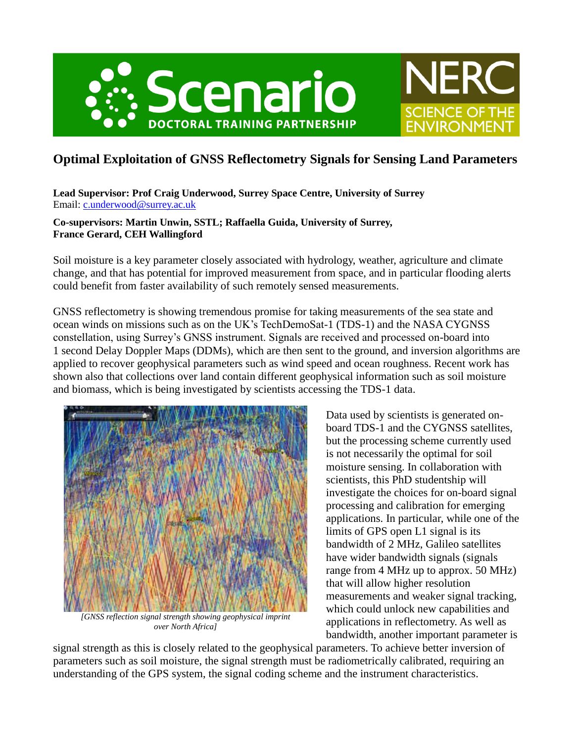# Optimal Exploitation of GNSS Reflectometry Signals for Sensing Land Parameters

**Lead Supervisor: Prof Craig Underwood, Surrey Space Centre, University of Surrey**
Email: c.underwood@surrey.ac.uk

**Co-supervisors: Martin Unwin, SSTL; Raffaella Guida, University of Surrey, France Gerard, CEH Wallingford**

Soil moisture is a key parameter closely associated with hydrology, weather, agriculture and climate change, and that has potential for improved measurement from space, and in particular flooding alerts could benefit from faster availability of such remotely sensed measurements.

GNSS reflectometry is showing tremendous promise for taking measurements of the sea state and ocean winds on missions such as on the UK's TechDemoSat-1 (TDS-1) and the NASA CYGNSS constellation, using Surrey's GNSS instrument. Signals are received and processed on-board into 1 second Delay Doppler Maps (DDMs), which are then sent to the ground, and inversion algorithms are applied to recover geophysical parameters such as wind speed and ocean roughness. Recent work has shown also that collections over land contain different geophysical information such as soil moisture and biomass, which is being investigated by scientists accessing the TDS-1 data.

*[GNSS reflection signal strength showing geophysical imprint over North Africa]*

Data used by scientists is generated on-board TDS-1 and the CYGNSS satellites, but the processing scheme currently used is not necessarily the optimal for soil moisture sensing. In collaboration with scientists, this PhD studentship will investigate the choices for on-board signal processing and calibration for emerging applications. In particular, while one of the limits of GPS open L1 signal is its bandwidth of 2 MHz, Galileo satellites have wider bandwidth signals (signals range from 4 MHz up to approx. 50 MHz) that will allow higher resolution measurements and weaker signal tracking, which could unlock new capabilities and applications in reflectometry. As well as bandwidth, another important parameter is signal strength as this is closely related to the geophysical parameters. To achieve better inversion of parameters such as soil moisture, the signal strength must be radiometrically calibrated, requiring an understanding of the GPS system, the signal coding scheme and the instrument characteristics.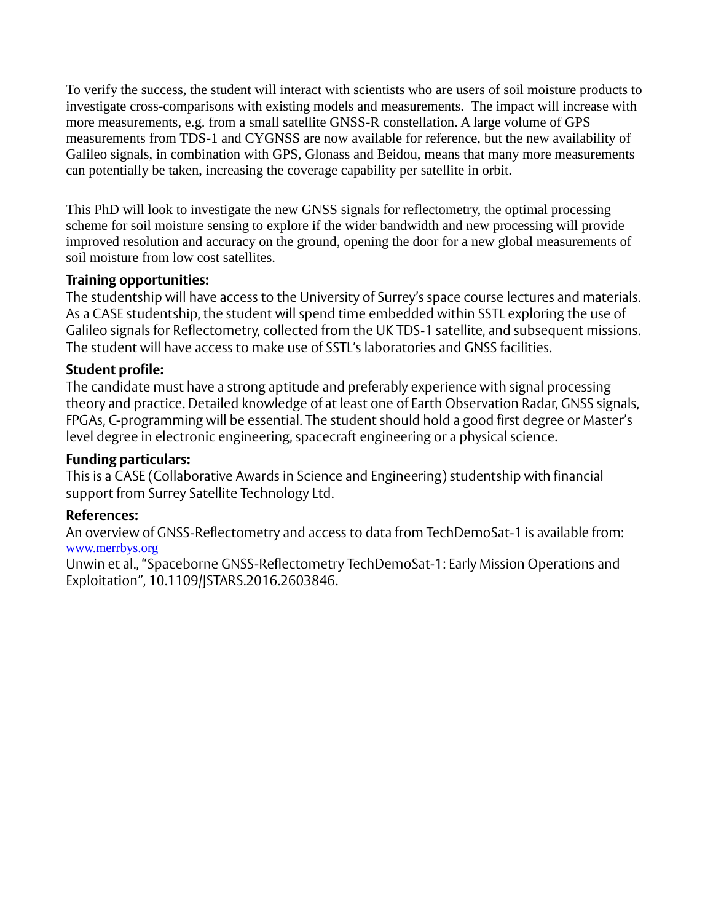To verify the success, the student will interact with scientists who are users of soil moisture products to investigate cross-comparisons with existing models and measurements. The impact will increase with more measurements, e.g. from a small satellite GNSS-R constellation. A large volume of GPS measurements from TDS-1 and CYGNSS are now available for reference, but the new availability of Galileo signals, in combination with GPS, Glonass and Beidou, means that many more measurements can potentially be taken, increasing the coverage capability per satellite in orbit.

This PhD will look to investigate the new GNSS signals for reflectometry, the optimal processing scheme for soil moisture sensing to explore if the wider bandwidth and new processing will provide improved resolution and accuracy on the ground, opening the door for a new global measurements of soil moisture from low cost satellites.

**Training opportunities:**

The studentship will have access to the University of Surrey's space course lectures and materials. As a CASE studentship, the student will spend time embedded within SSTL exploring the use of Galileo signals for Reflectometry, collected from the UK TDS-1 satellite, and subsequent missions. The student will have access to make use of SSTL's laboratories and GNSS facilities.

**Student profile:**

The candidate must have a strong aptitude and preferably experience with signal processing theory and practice. Detailed knowledge of at least one of Earth Observation Radar, GNSS signals, FPGAs, C-programming will be essential. The student should hold a good first degree or Master's level degree in electronic engineering, spacecraft engineering or a physical science.

**Funding particulars:**

This is a CASE (Collaborative Awards in Science and Engineering) studentship with financial support from Surrey Satellite Technology Ltd.

**References:**

An overview of GNSS-Reflectometry and access to data from TechDemoSat-1 is available from: www.merrbys.org

Unwin et al., "Spaceborne GNSS-Reflectometry TechDemoSat-1: Early Mission Operations and Exploitation", 10.1109/JSTARS.2016.2603846.